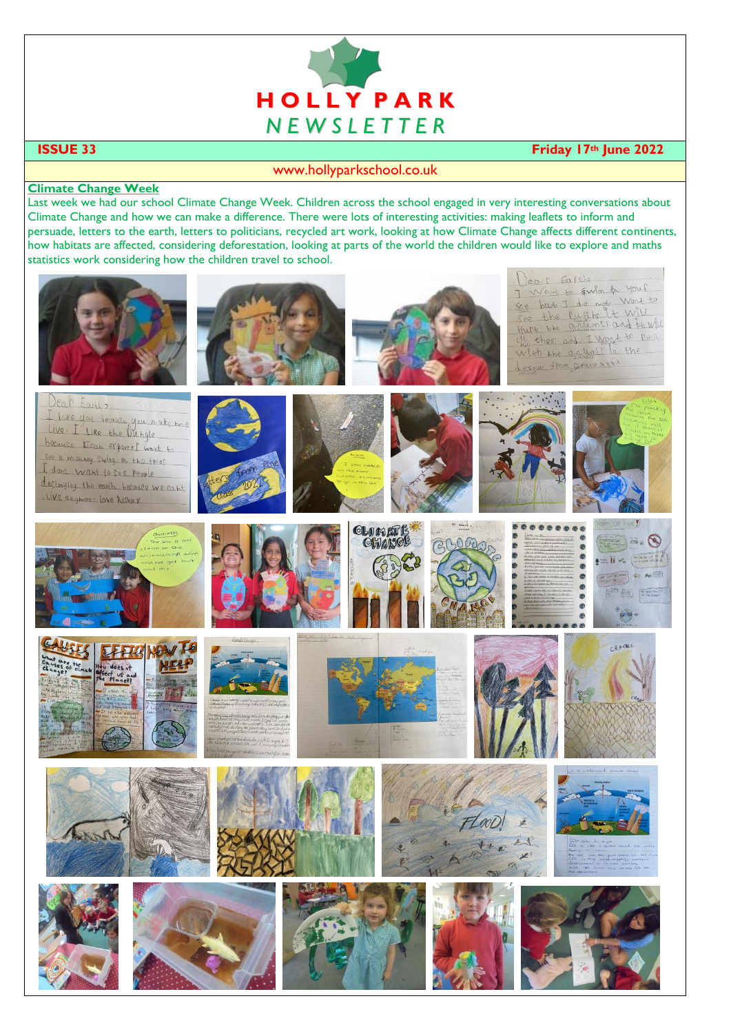# HOLLY PARK

## NEWSLETTER

**ISSUE 33** **Friday 17th June 2022**

www.hollyparkschool.co.uk

### Climate Change Week

Last week we had our school Climate Change Week. Children across the school engaged in very interesting conversations about Climate Change and how we can make a difference. There were lots of interesting activities: making leaflets to inform and persuade, letters to the earth, letters to politicians, recycled art work, looking at how Climate Change affects different continents, how habitats are affected, considering deforestation, looking at parts of the world the children would like to explore and maths statistics work considering how the children travel to school.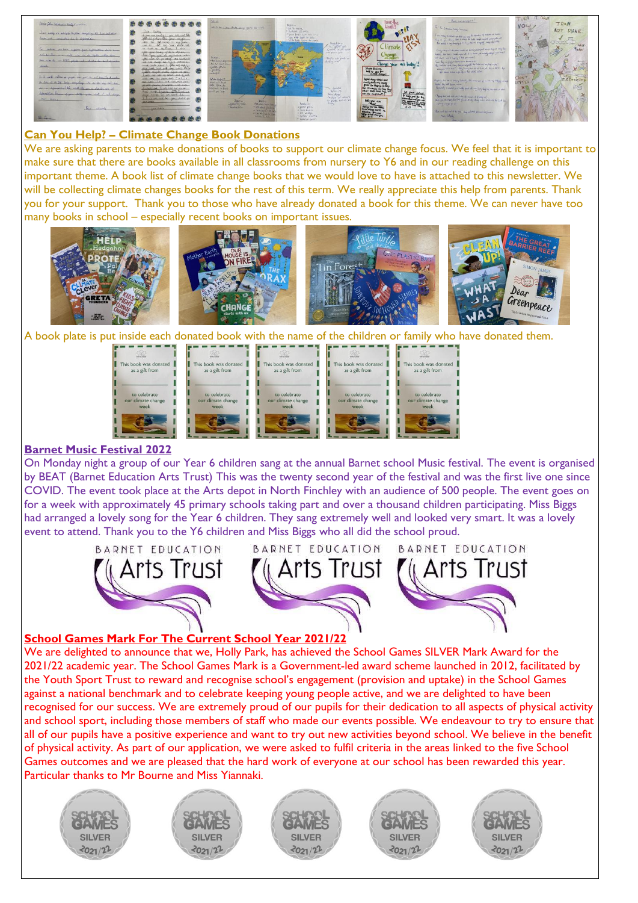## Can You Help? – Climate Change Book Donations

We are asking parents to make donations of books to support our climate change focus. We feel that it is important to make sure that there are books available in all classrooms from nursery to Y6 and in our reading challenge on this important theme. A book list of climate change books that we would love to have is attached to this newsletter. We will be collecting climate changes books for the rest of this term. We really appreciate this help from parents. Thank you for your support. Thank you to those who have already donated a book for this theme. We can never have too many books in school – especially recent books on important issues.

A book plate is put inside each donated book with the name of the children or family who have donated them.

## Barnet Music Festival 2022

On Monday night a group of our Year 6 children sang at the annual Barnet school Music festival. The event is organised by BEAT (Barnet Education Arts Trust) This was the twenty second year of the festival and was the first live one since COVID. The event took place at the Arts depot in North Finchley with an audience of 500 people. The event goes on for a week with approximately 45 primary schools taking part and over a thousand children participating. Miss Biggs had arranged a lovely song for the Year 6 children. They sang extremely well and looked very smart. It was a lovely event to attend. Thank you to the Y6 children and Miss Biggs who all did the school proud.

## School Games Mark For The Current School Year 2021/22

We are delighted to announce that we, Holly Park, has achieved the School Games SILVER Mark Award for the 2021/22 academic year. The School Games Mark is a Government-led award scheme launched in 2012, facilitated by the Youth Sport Trust to reward and recognise school's engagement (provision and uptake) in the School Games against a national benchmark and to celebrate keeping young people active, and we are delighted to have been recognised for our success. We are extremely proud of our pupils for their dedication to all aspects of physical activity and school sport, including those members of staff who made our events possible. We endeavour to try to ensure that all of our pupils have a positive experience and want to try out new activities beyond school. We believe in the benefit of physical activity. As part of our application, we were asked to fulfil criteria in the areas linked to the five School Games outcomes and we are pleased that the hard work of everyone at our school has been rewarded this year. Particular thanks to Mr Bourne and Miss Yiannaki.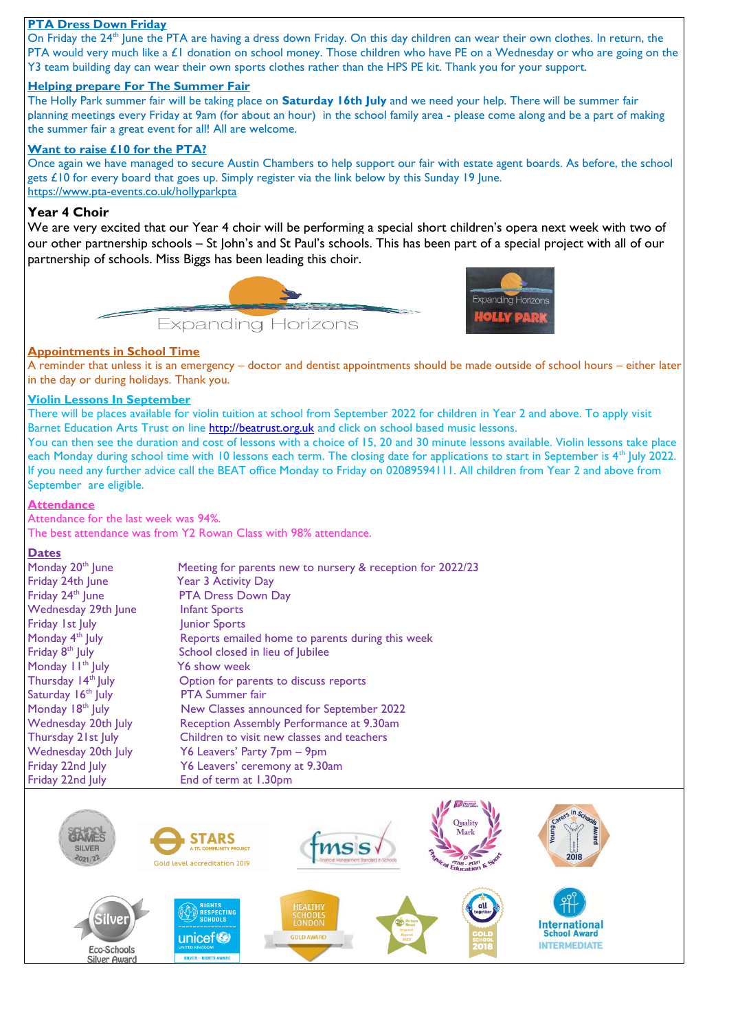## PTA Dress Down Friday

On Friday the 24th June the PTA are having a dress down Friday. On this day children can wear their own clothes. In return, the PTA would very much like a £1 donation on school money. Those children who have PE on a Wednesday or who are going on the Y3 team building day can wear their own sports clothes rather than the HPS PE kit. Thank you for your support.

## Helping prepare For The Summer Fair

The Holly Park summer fair will be taking place on **Saturday 16th July** and we need your help. There will be summer fair planning meetings every Friday at 9am (for about an hour) in the school family area - please come along and be a part of making the summer fair a great event for all! All are welcome.

## Want to raise £10 for the PTA?

Once again we have managed to secure Austin Chambers to help support our fair with estate agent boards. As before, the school gets £10 for every board that goes up. Simply register via the link below by this Sunday 19 June.
https://www.pta-events.co.uk/hollyparkpta

## Year 4 Choir

We are very excited that our Year 4 choir will be performing a special short children's opera next week with two of our other partnership schools – St John's and St Paul's schools. This has been part of a special project with all of our partnership of schools. Miss Biggs has been leading this choir.

## Appointments in School Time

A reminder that unless it is an emergency – doctor and dentist appointments should be made outside of school hours – either later in the day or during holidays. Thank you.

## Violin Lessons In September

There will be places available for violin tuition at school from September 2022 for children in Year 2 and above. To apply visit Barnet Education Arts Trust on line http://beatrust.org.uk and click on school based music lessons.

You can then see the duration and cost of lessons with a choice of 15, 20 and 30 minute lessons available. Violin lessons take place each Monday during school time with 10 lessons each term. The closing date for applications to start in September is 4th July 2022. If you need any further advice call the BEAT office Monday to Friday on 02089594111. All children from Year 2 and above from September are eligible.

## Attendance

Attendance for the last week was 94%.
The best attendance was from Y2 Rowan Class with 98% attendance.

## Dates

| | |
|---|---|
| Monday 20th June | Meeting for parents new to nursery & reception for 2022/23 |
| Friday 24th June | Year 3 Activity Day |
| Friday 24th June | PTA Dress Down Day |
| Wednesday 29th June | Infant Sports |
| Friday 1st July | Junior Sports |
| Monday 4th July | Reports emailed home to parents during this week |
| Friday 8th July | School closed in lieu of Jubilee |
| Monday 11th July | Y6 show week |
| Thursday 14th July | Option for parents to discuss reports |
| Saturday 16th July | PTA Summer fair |
| Monday 18th July | New Classes announced for September 2022 |
| Wednesday 20th July | Reception Assembly Performance at 9.30am |
| Thursday 21st July | Children to visit new classes and teachers |
| Wednesday 20th July | Y6 Leavers' Party 7pm – 9pm |
| Friday 22nd July | Y6 Leavers' ceremony at 9.30am |
| Friday 22nd July | End of term at 1.30pm |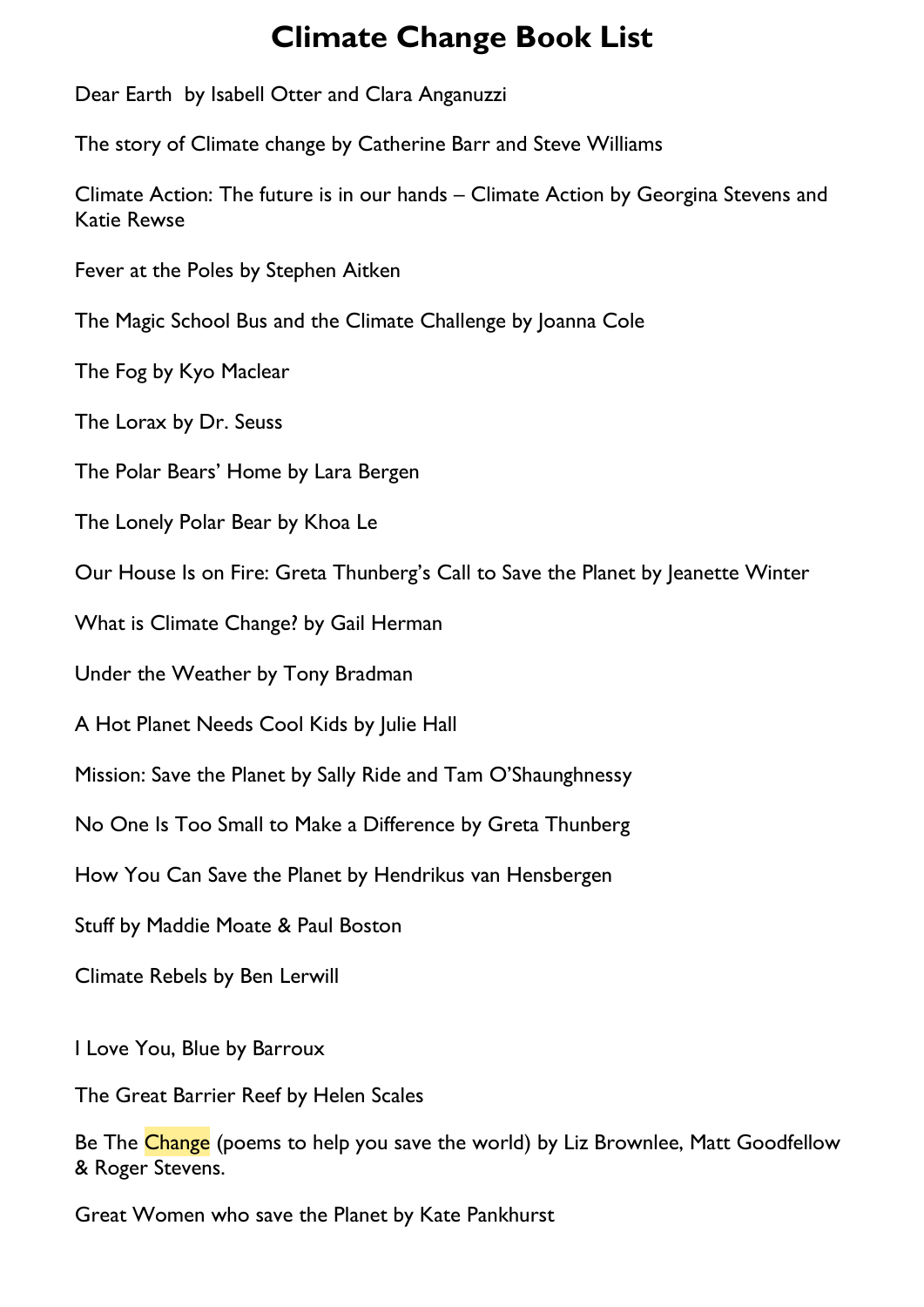# Climate Change Book List

Dear Earth by Isabell Otter and Clara Anganuzzi

The story of Climate change by Catherine Barr and Steve Williams

Climate Action: The future is in our hands – Climate Action by Georgina Stevens and Katie Rewse

Fever at the Poles by Stephen Aitken

The Magic School Bus and the Climate Challenge by Joanna Cole

The Fog by Kyo Maclear

The Lorax by Dr. Seuss

The Polar Bears' Home by Lara Bergen

The Lonely Polar Bear by Khoa Le

Our House Is on Fire: Greta Thunberg's Call to Save the Planet by Jeanette Winter

What is Climate Change? by Gail Herman

Under the Weather by Tony Bradman

A Hot Planet Needs Cool Kids by Julie Hall

Mission: Save the Planet by Sally Ride and Tam O'Shaunghnessy

No One Is Too Small to Make a Difference by Greta Thunberg

How You Can Save the Planet by Hendrikus van Hensbergen

Stuff by Maddie Moate & Paul Boston

Climate Rebels by Ben Lerwill

I Love You, Blue by Barroux

The Great Barrier Reef by Helen Scales

Be The Change (poems to help you save the world) by Liz Brownlee, Matt Goodfellow & Roger Stevens.

Great Women who save the Planet by Kate Pankhurst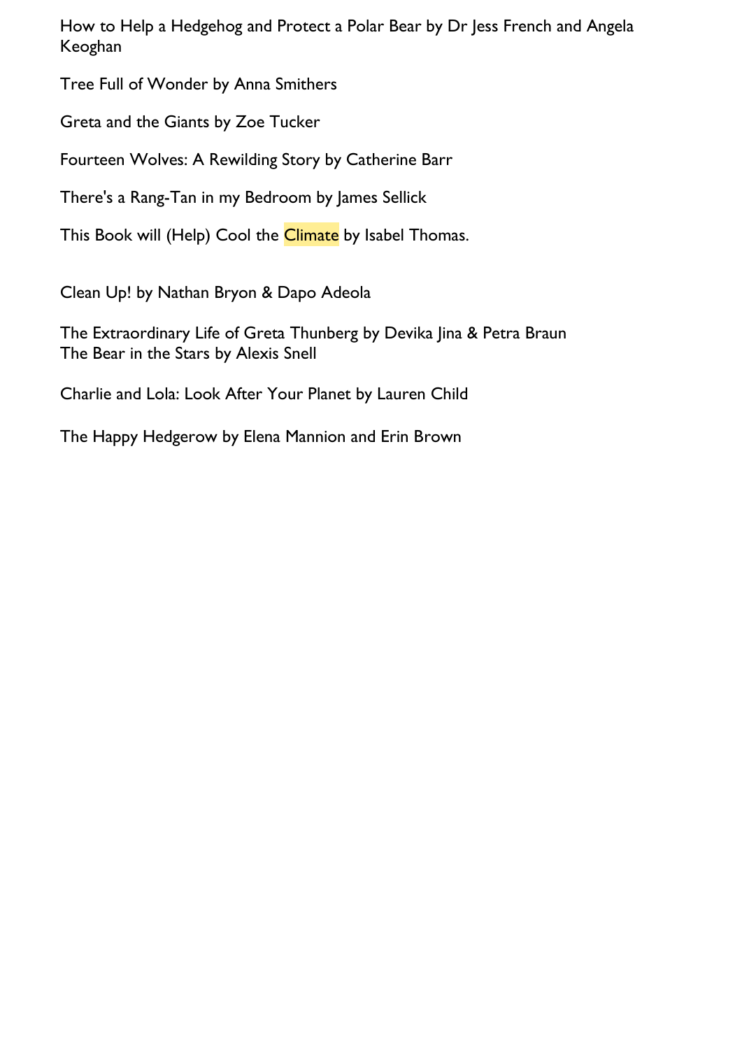How to Help a Hedgehog and Protect a Polar Bear by Dr Jess French and Angela Keoghan

Tree Full of Wonder by Anna Smithers

Greta and the Giants by Zoe Tucker

Fourteen Wolves: A Rewilding Story by Catherine Barr

There's a Rang-Tan in my Bedroom by James Sellick

This Book will (Help) Cool the Climate by Isabel Thomas.

Clean Up! by Nathan Bryon & Dapo Adeola

The Extraordinary Life of Greta Thunberg by Devika Jina & Petra Braun
The Bear in the Stars by Alexis Snell

Charlie and Lola: Look After Your Planet by Lauren Child

The Happy Hedgerow by Elena Mannion and Erin Brown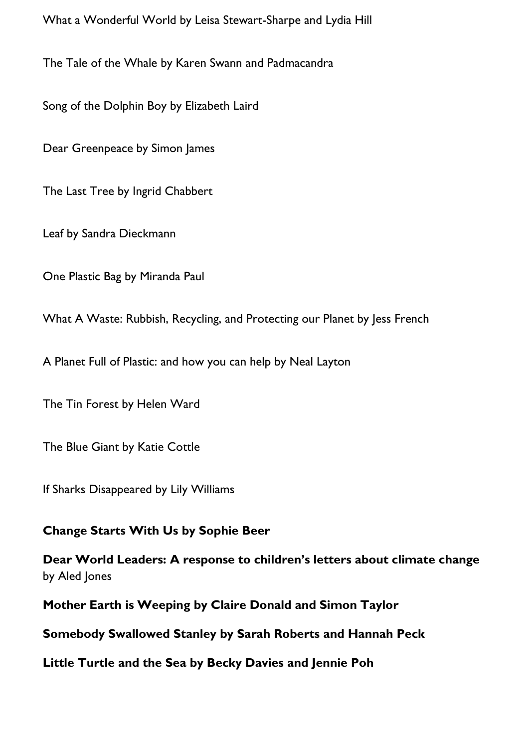What a Wonderful World by Leisa Stewart-Sharpe and Lydia Hill

The Tale of the Whale by Karen Swann and Padmacandra

Song of the Dolphin Boy by Elizabeth Laird

Dear Greenpeace by Simon James

The Last Tree by Ingrid Chabbert

Leaf by Sandra Dieckmann

One Plastic Bag by Miranda Paul

What A Waste: Rubbish, Recycling, and Protecting our Planet by Jess French

A Planet Full of Plastic: and how you can help by Neal Layton

The Tin Forest by Helen Ward

The Blue Giant by Katie Cottle

If Sharks Disappeared by Lily Williams

**Change Starts With Us by Sophie Beer**

**Dear World Leaders: A response to children's letters about climate change** by Aled Jones

**Mother Earth is Weeping by Claire Donald and Simon Taylor**

**Somebody Swallowed Stanley by Sarah Roberts and Hannah Peck**

**Little Turtle and the Sea by Becky Davies and Jennie Poh**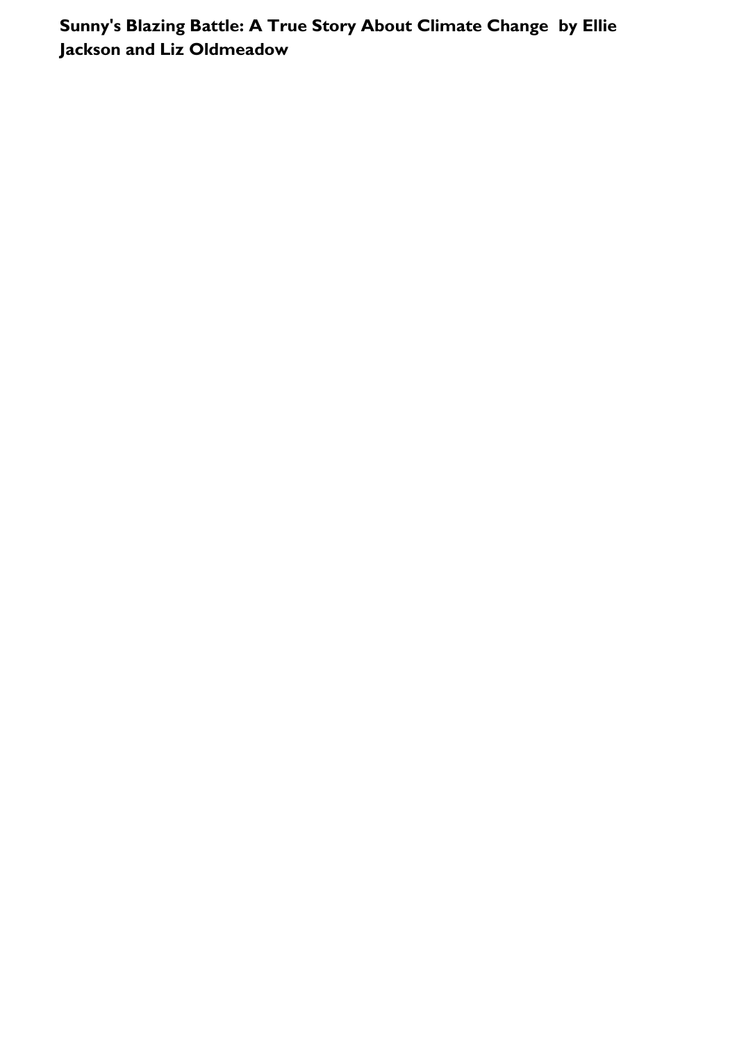**Sunny's Blazing Battle: A True Story About Climate Change by Ellie Jackson and Liz Oldmeadow**